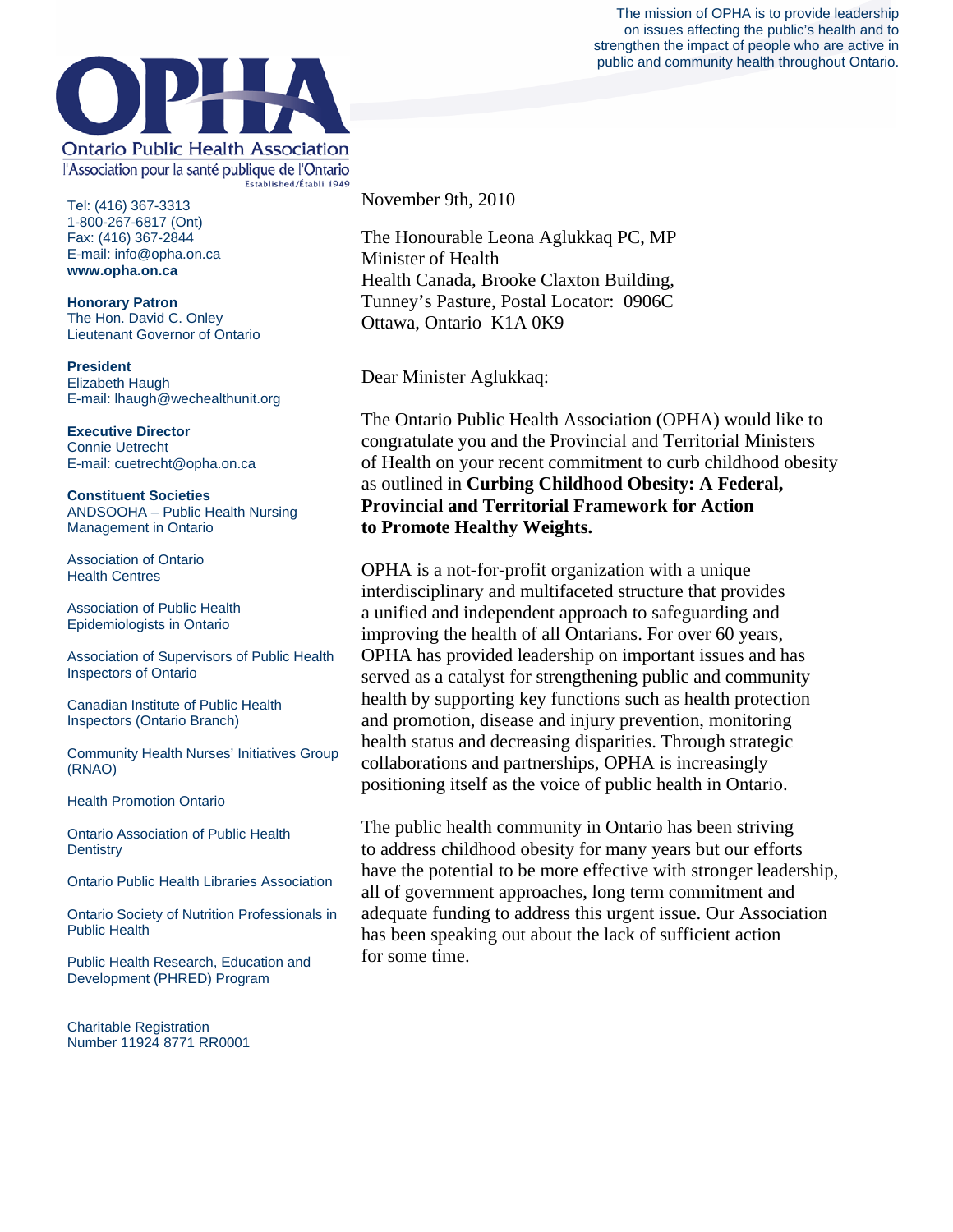The mission of OPHA is to provide leadership on issues affecting the public's health and to strengthen the impact of people who are active in public and community health throughout Ontario.

**OPHA**

Ontario Public Health Association
l'Association pour la santé publique de l'Ontario
Established/Établi 1949

Tel: (416) 367-3313
1-800-267-6817 (Ont)
Fax: (416) 367-2844
E-mail: info@opha.on.ca
**www.opha.on.ca**

**Honorary Patron**
The Hon. David C. Onley
Lieutenant Governor of Ontario

**President**
Elizabeth Haugh
E-mail: lhaugh@wechealthunit.org

**Executive Director**
Connie Uetrecht
E-mail: cuetrecht@opha.on.ca

**Constituent Societies**

ANDSOOHA – Public Health Nursing Management in Ontario

Association of Ontario Health Centres

Association of Public Health Epidemiologists in Ontario

Association of Supervisors of Public Health Inspectors of Ontario

Canadian Institute of Public Health Inspectors (Ontario Branch)

Community Health Nurses' Initiatives Group (RNAO)

Health Promotion Ontario

Ontario Association of Public Health Dentistry

Ontario Public Health Libraries Association

Ontario Society of Nutrition Professionals in Public Health

Public Health Research, Education and Development (PHRED) Program

Charitable Registration Number 11924 8771 RR0001

November 9th, 2010

The Honourable Leona Aglukkaq PC, MP
Minister of Health
Health Canada, Brooke Claxton Building,
Tunney's Pasture, Postal Locator: 0906C
Ottawa, Ontario K1A 0K9

Dear Minister Aglukkaq:

The Ontario Public Health Association (OPHA) would like to congratulate you and the Provincial and Territorial Ministers of Health on your recent commitment to curb childhood obesity as outlined in **Curbing Childhood Obesity: A Federal, Provincial and Territorial Framework for Action to Promote Healthy Weights.**

OPHA is a not-for-profit organization with a unique interdisciplinary and multifaceted structure that provides a unified and independent approach to safeguarding and improving the health of all Ontarians. For over 60 years, OPHA has provided leadership on important issues and has served as a catalyst for strengthening public and community health by supporting key functions such as health protection and promotion, disease and injury prevention, monitoring health status and decreasing disparities. Through strategic collaborations and partnerships, OPHA is increasingly positioning itself as the voice of public health in Ontario.

The public health community in Ontario has been striving to address childhood obesity for many years but our efforts have the potential to be more effective with stronger leadership, all of government approaches, long term commitment and adequate funding to address this urgent issue. Our Association has been speaking out about the lack of sufficient action for some time.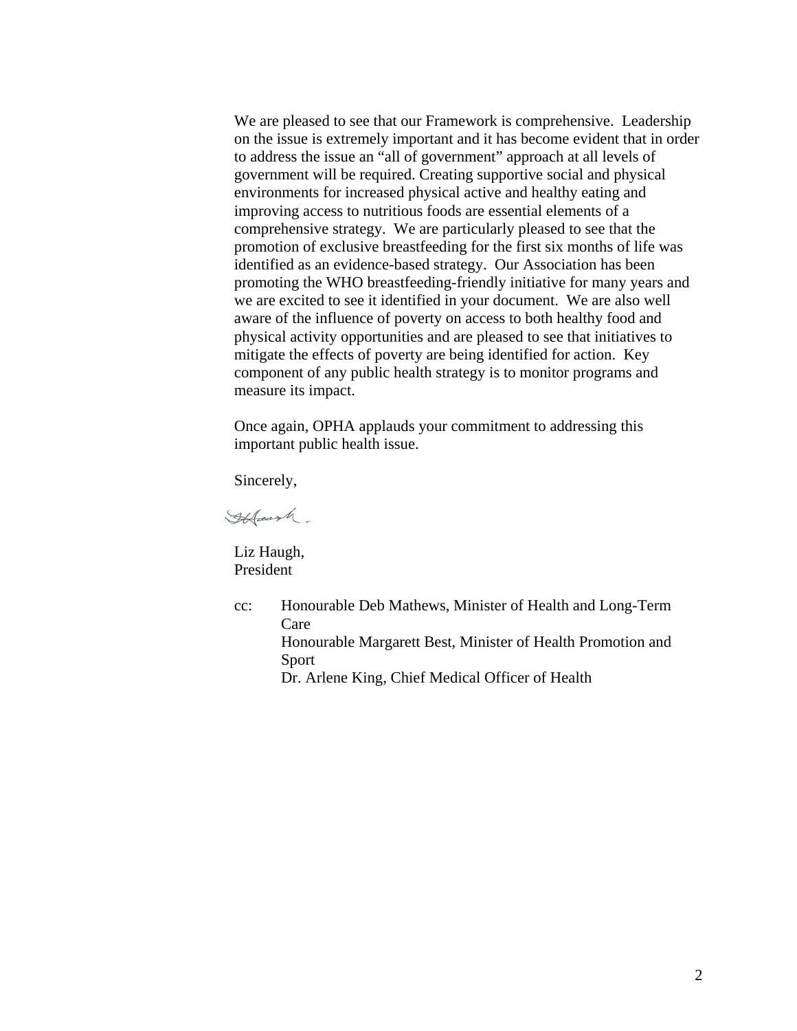We are pleased to see that our Framework is comprehensive. Leadership on the issue is extremely important and it has become evident that in order to address the issue an "all of government" approach at all levels of government will be required. Creating supportive social and physical environments for increased physical active and healthy eating and improving access to nutritious foods are essential elements of a comprehensive strategy. We are particularly pleased to see that the promotion of exclusive breastfeeding for the first six months of life was identified as an evidence-based strategy. Our Association has been promoting the WHO breastfeeding-friendly initiative for many years and we are excited to see it identified in your document. We are also well aware of the influence of poverty on access to both healthy food and physical activity opportunities and are pleased to see that initiatives to mitigate the effects of poverty are being identified for action. Key component of any public health strategy is to monitor programs and measure its impact.

Once again, OPHA applauds your commitment to addressing this important public health issue.

Sincerely,

Liz Haugh,
President

cc: Honourable Deb Mathews, Minister of Health and Long-Term Care
Honourable Margarett Best, Minister of Health Promotion and Sport
Dr. Arlene King, Chief Medical Officer of Health